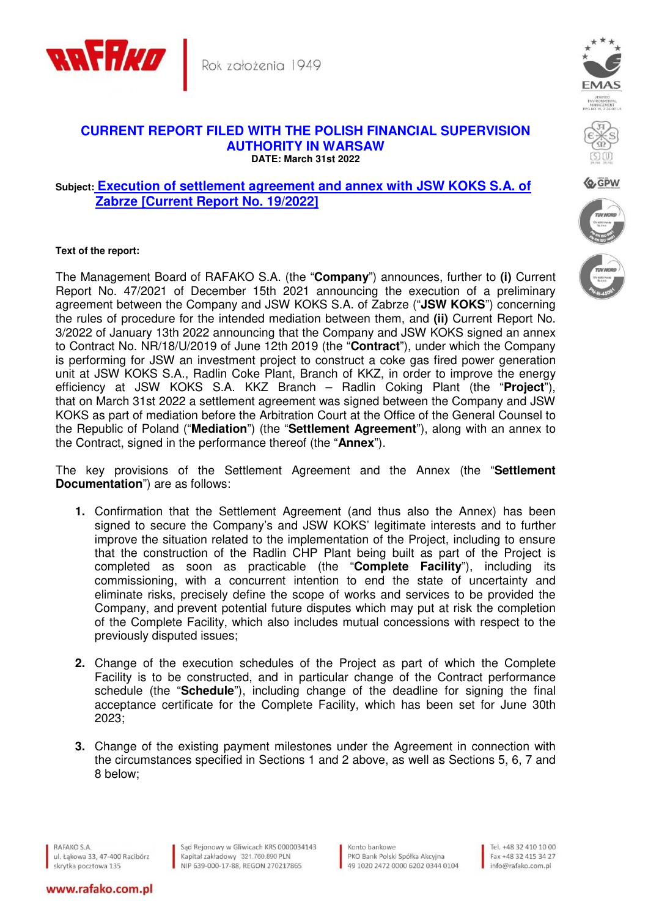# CURRENT REPORT FILED WITH THE POLISH FINANCIAL SUPERVISION AUTHORITY IN WARSAW

**DATE: March 31st 2022**

**Subject: Execution of settlement agreement and annex with JSW KOKS S.A. of Zabrze [Current Report No. 19/2022]**

**Text of the report:**

The Management Board of RAFAKO S.A. (the "**Company**") announces, further to **(i)** Current Report No. 47/2021 of December 15th 2021 announcing the execution of a preliminary agreement between the Company and JSW KOKS S.A. of Zabrze ("**JSW KOKS**") concerning the rules of procedure for the intended mediation between them, and **(ii)** Current Report No. 3/2022 of January 13th 2022 announcing that the Company and JSW KOKS signed an annex to Contract No. NR/18/U/2019 of June 12th 2019 (the "**Contract**"), under which the Company is performing for JSW an investment project to construct a coke gas fired power generation unit at JSW KOKS S.A., Radlin Coke Plant, Branch of KKZ, in order to improve the energy efficiency at JSW KOKS S.A. KKZ Branch – Radlin Coking Plant (the "**Project**"), that on March 31st 2022 a settlement agreement was signed between the Company and JSW KOKS as part of mediation before the Arbitration Court at the Office of the General Counsel to the Republic of Poland ("**Mediation**") (the "**Settlement Agreement**"), along with an annex to the Contract, signed in the performance thereof (the "**Annex**").

The key provisions of the Settlement Agreement and the Annex (the "**Settlement Documentation**") are as follows:

1. Confirmation that the Settlement Agreement (and thus also the Annex) has been signed to secure the Company's and JSW KOKS' legitimate interests and to further improve the situation related to the implementation of the Project, including to ensure that the construction of the Radlin CHP Plant being built as part of the Project is completed as soon as practicable (the "**Complete Facility**"), including its commissioning, with a concurrent intention to end the state of uncertainty and eliminate risks, precisely define the scope of works and services to be provided the Company, and prevent potential future disputes which may put at risk the completion of the Complete Facility, which also includes mutual concessions with respect to the previously disputed issues;

2. Change of the execution schedules of the Project as part of which the Complete Facility is to be constructed, and in particular change of the Contract performance schedule (the "**Schedule**"), including change of the deadline for signing the final acceptance certificate for the Complete Facility, which has been set for June 30th 2023;

3. Change of the existing payment milestones under the Agreement in connection with the circumstances specified in Sections 1 and 2 above, as well as Sections 5, 6, 7 and 8 below;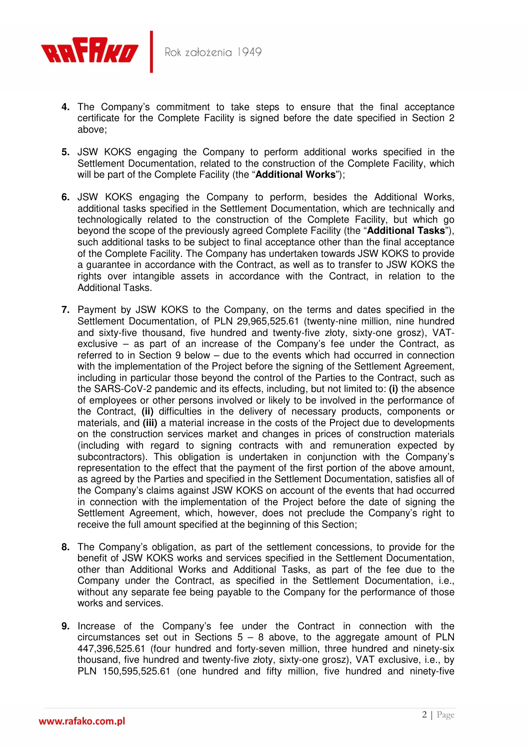4. The Company's commitment to take steps to ensure that the final acceptance certificate for the Complete Facility is signed before the date specified in Section 2 above;

5. JSW KOKS engaging the Company to perform additional works specified in the Settlement Documentation, related to the construction of the Complete Facility, which will be part of the Complete Facility (the "**Additional Works**");

6. JSW KOKS engaging the Company to perform, besides the Additional Works, additional tasks specified in the Settlement Documentation, which are technically and technologically related to the construction of the Complete Facility, but which go beyond the scope of the previously agreed Complete Facility (the "**Additional Tasks**"), such additional tasks to be subject to final acceptance other than the final acceptance of the Complete Facility. The Company has undertaken towards JSW KOKS to provide a guarantee in accordance with the Contract, as well as to transfer to JSW KOKS the rights over intangible assets in accordance with the Contract, in relation to the Additional Tasks.

7. Payment by JSW KOKS to the Company, on the terms and dates specified in the Settlement Documentation, of PLN 29,965,525.61 (twenty-nine million, nine hundred and sixty-five thousand, five hundred and twenty-five złoty, sixty-one grosz), VAT-exclusive – as part of an increase of the Company's fee under the Contract, as referred to in Section 9 below – due to the events which had occurred in connection with the implementation of the Project before the signing of the Settlement Agreement, including in particular those beyond the control of the Parties to the Contract, such as the SARS-CoV-2 pandemic and its effects, including, but not limited to: **(i)** the absence of employees or other persons involved or likely to be involved in the performance of the Contract, **(ii)** difficulties in the delivery of necessary products, components or materials, and **(iii)** a material increase in the costs of the Project due to developments on the construction services market and changes in prices of construction materials (including with regard to signing contracts with and remuneration expected by subcontractors). This obligation is undertaken in conjunction with the Company's representation to the effect that the payment of the first portion of the above amount, as agreed by the Parties and specified in the Settlement Documentation, satisfies all of the Company's claims against JSW KOKS on account of the events that had occurred in connection with the implementation of the Project before the date of signing the Settlement Agreement, which, however, does not preclude the Company's right to receive the full amount specified at the beginning of this Section;

8. The Company's obligation, as part of the settlement concessions, to provide for the benefit of JSW KOKS works and services specified in the Settlement Documentation, other than Additional Works and Additional Tasks, as part of the fee due to the Company under the Contract, as specified in the Settlement Documentation, i.e., without any separate fee being payable to the Company for the performance of those works and services.

9. Increase of the Company's fee under the Contract in connection with the circumstances set out in Sections 5 – 8 above, to the aggregate amount of PLN 447,396,525.61 (four hundred and forty-seven million, three hundred and ninety-six thousand, five hundred and twenty-five złoty, sixty-one grosz), VAT exclusive, i.e., by PLN 150,595,525.61 (one hundred and fifty million, five hundred and ninety-five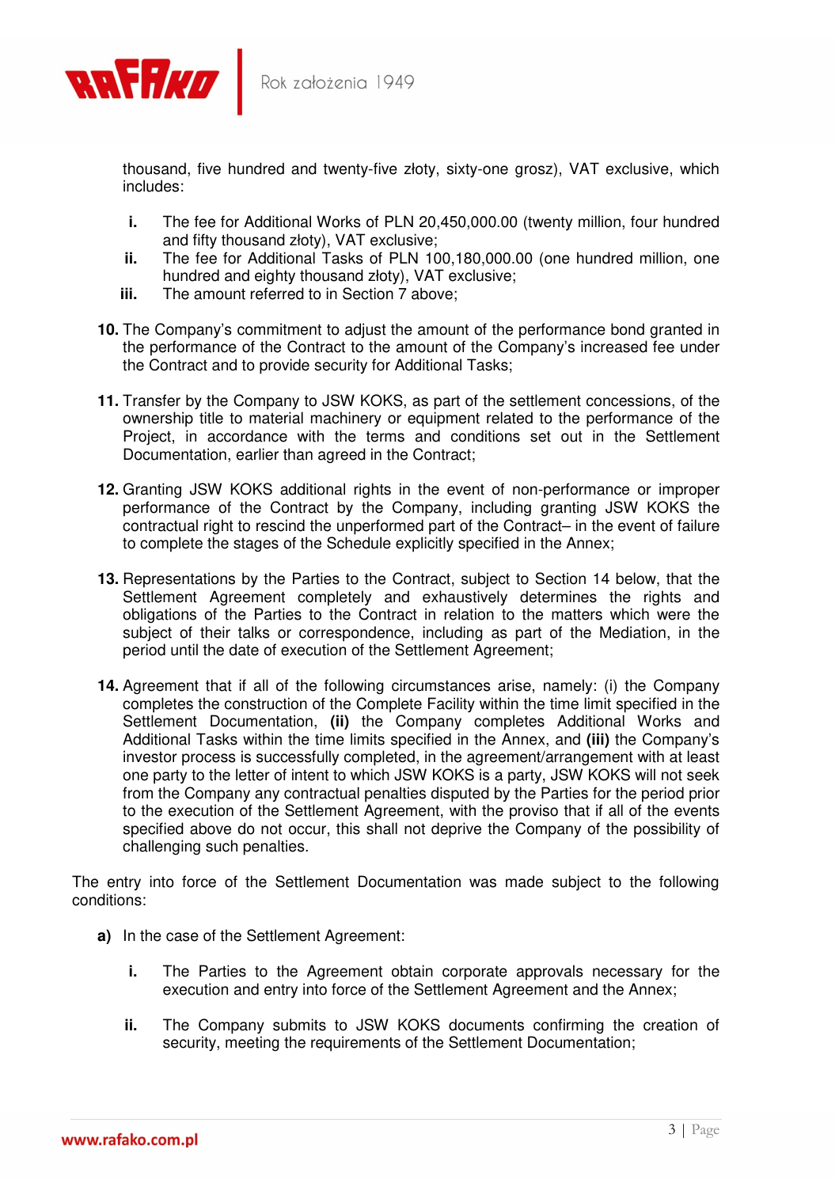thousand, five hundred and twenty-five złoty, sixty-one grosz), VAT exclusive, which includes:

- i. The fee for Additional Works of PLN 20,450,000.00 (twenty million, four hundred and fifty thousand złoty), VAT exclusive;
- ii. The fee for Additional Tasks of PLN 100,180,000.00 (one hundred million, one hundred and eighty thousand złoty), VAT exclusive;
- iii. The amount referred to in Section 7 above;

10. The Company's commitment to adjust the amount of the performance bond granted in the performance of the Contract to the amount of the Company's increased fee under the Contract and to provide security for Additional Tasks;

11. Transfer by the Company to JSW KOKS, as part of the settlement concessions, of the ownership title to material machinery or equipment related to the performance of the Project, in accordance with the terms and conditions set out in the Settlement Documentation, earlier than agreed in the Contract;

12. Granting JSW KOKS additional rights in the event of non-performance or improper performance of the Contract by the Company, including granting JSW KOKS the contractual right to rescind the unperformed part of the Contract– in the event of failure to complete the stages of the Schedule explicitly specified in the Annex;

13. Representations by the Parties to the Contract, subject to Section 14 below, that the Settlement Agreement completely and exhaustively determines the rights and obligations of the Parties to the Contract in relation to the matters which were the subject of their talks or correspondence, including as part of the Mediation, in the period until the date of execution of the Settlement Agreement;

14. Agreement that if all of the following circumstances arise, namely: (i) the Company completes the construction of the Complete Facility within the time limit specified in the Settlement Documentation, **(ii)** the Company completes Additional Works and Additional Tasks within the time limits specified in the Annex, and **(iii)** the Company's investor process is successfully completed, in the agreement/arrangement with at least one party to the letter of intent to which JSW KOKS is a party, JSW KOKS will not seek from the Company any contractual penalties disputed by the Parties for the period prior to the execution of the Settlement Agreement, with the proviso that if all of the events specified above do not occur, this shall not deprive the Company of the possibility of challenging such penalties.

The entry into force of the Settlement Documentation was made subject to the following conditions:

**a)** In the case of the Settlement Agreement:

- **i.** The Parties to the Agreement obtain corporate approvals necessary for the execution and entry into force of the Settlement Agreement and the Annex;
- **ii.** The Company submits to JSW KOKS documents confirming the creation of security, meeting the requirements of the Settlement Documentation;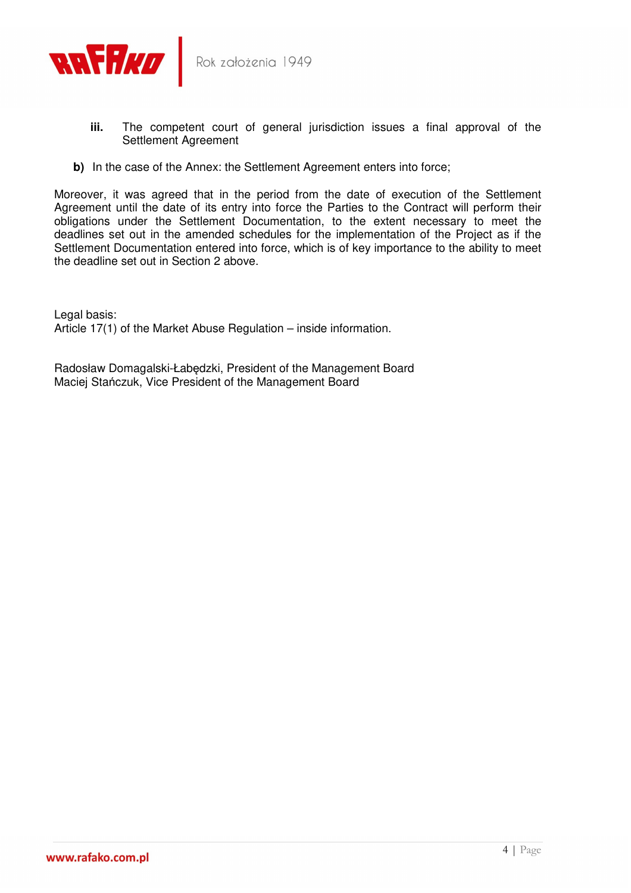iii. The competent court of general jurisdiction issues a final approval of the Settlement Agreement

**b)** In the case of the Annex: the Settlement Agreement enters into force;

Moreover, it was agreed that in the period from the date of execution of the Settlement Agreement until the date of its entry into force the Parties to the Contract will perform their obligations under the Settlement Documentation, to the extent necessary to meet the deadlines set out in the amended schedules for the implementation of the Project as if the Settlement Documentation entered into force, which is of key importance to the ability to meet the deadline set out in Section 2 above.

Legal basis:
Article 17(1) of the Market Abuse Regulation – inside information.

Radosław Domagalski-Łabędzki, President of the Management Board
Maciej Stańczuk, Vice President of the Management Board